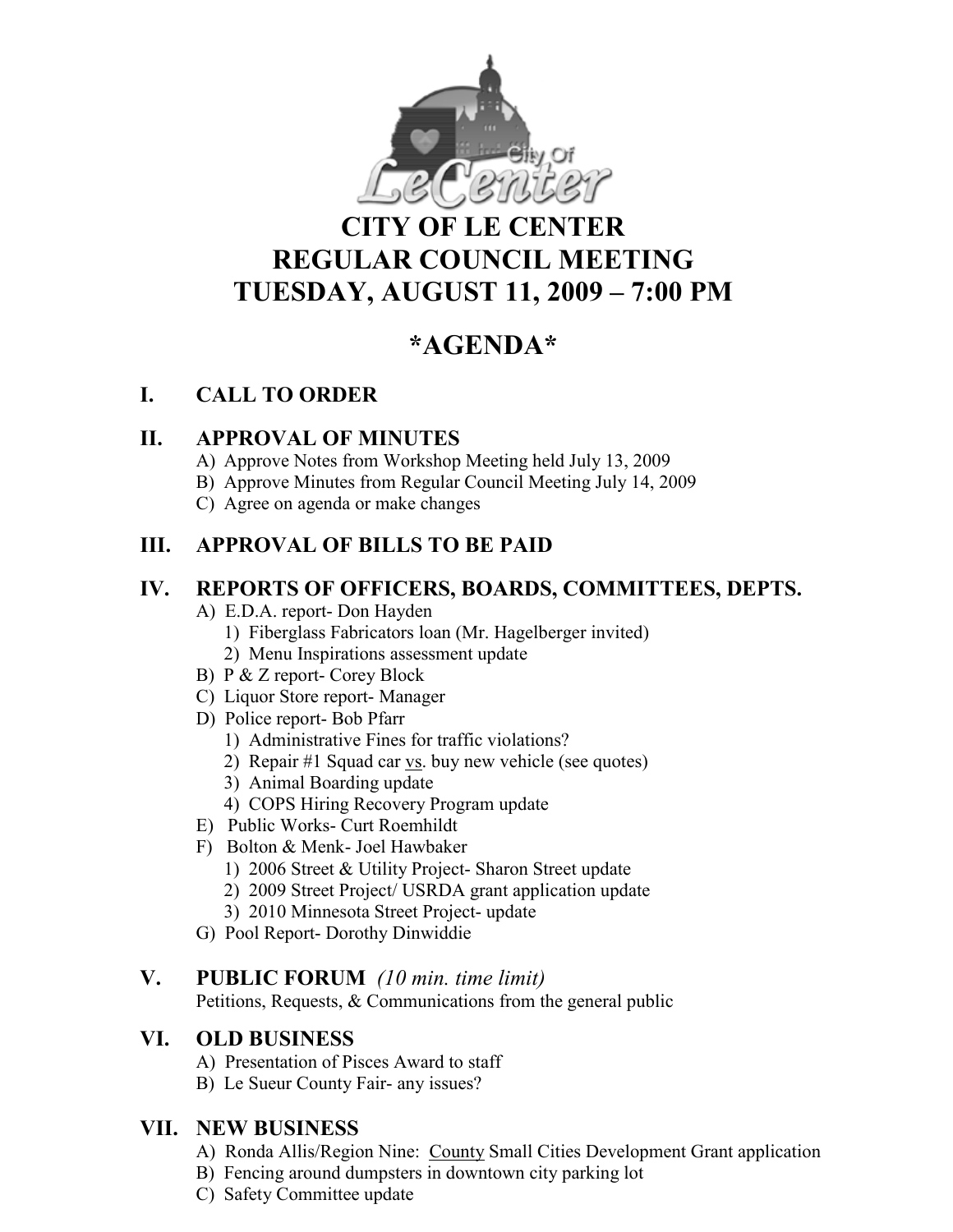# CITY OF LE CENTER
# REGULAR COUNCIL MEETING
# TUESDAY, AUGUST 11, 2009 – 7:00 PM

## *AGENDA*

### I. CALL TO ORDER

### II. APPROVAL OF MINUTES

A) Approve Notes from Workshop Meeting held July 13, 2009
B) Approve Minutes from Regular Council Meeting July 14, 2009
C) Agree on agenda or make changes

### III. APPROVAL OF BILLS TO BE PAID

### IV. REPORTS OF OFFICERS, BOARDS, COMMITTEES, DEPTS.

A) E.D.A. report- Don Hayden
   1) Fiberglass Fabricators loan (Mr. Hagelberger invited)
   2) Menu Inspirations assessment update
B) P & Z report- Corey Block
C) Liquor Store report- Manager
D) Police report- Bob Pfarr
   1) Administrative Fines for traffic violations?
   2) Repair #1 Squad car vs. buy new vehicle (see quotes)
   3) Animal Boarding update
   4) COPS Hiring Recovery Program update
E) Public Works- Curt Roemhildt
F) Bolton & Menk- Joel Hawbaker
   1) 2006 Street & Utility Project- Sharon Street update
   2) 2009 Street Project/ USRDA grant application update
   3) 2010 Minnesota Street Project- update
G) Pool Report- Dorothy Dinwiddie

### V. PUBLIC FORUM *(10 min. time limit)*

Petitions, Requests, & Communications from the general public

### VI. OLD BUSINESS

A) Presentation of Pisces Award to staff
B) Le Sueur County Fair- any issues?

### VII. NEW BUSINESS

A) Ronda Allis/Region Nine: County Small Cities Development Grant application
B) Fencing around dumpsters in downtown city parking lot
C) Safety Committee update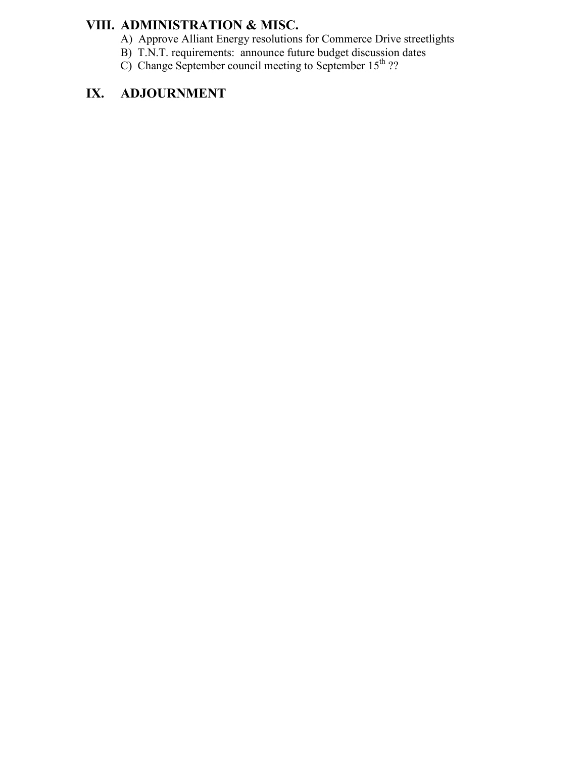## VIII. ADMINISTRATION & MISC.

A) Approve Alliant Energy resolutions for Commerce Drive streetlights

B) T.N.T. requirements: announce future budget discussion dates

C) Change September council meeting to September 15th ??

## IX. ADJOURNMENT